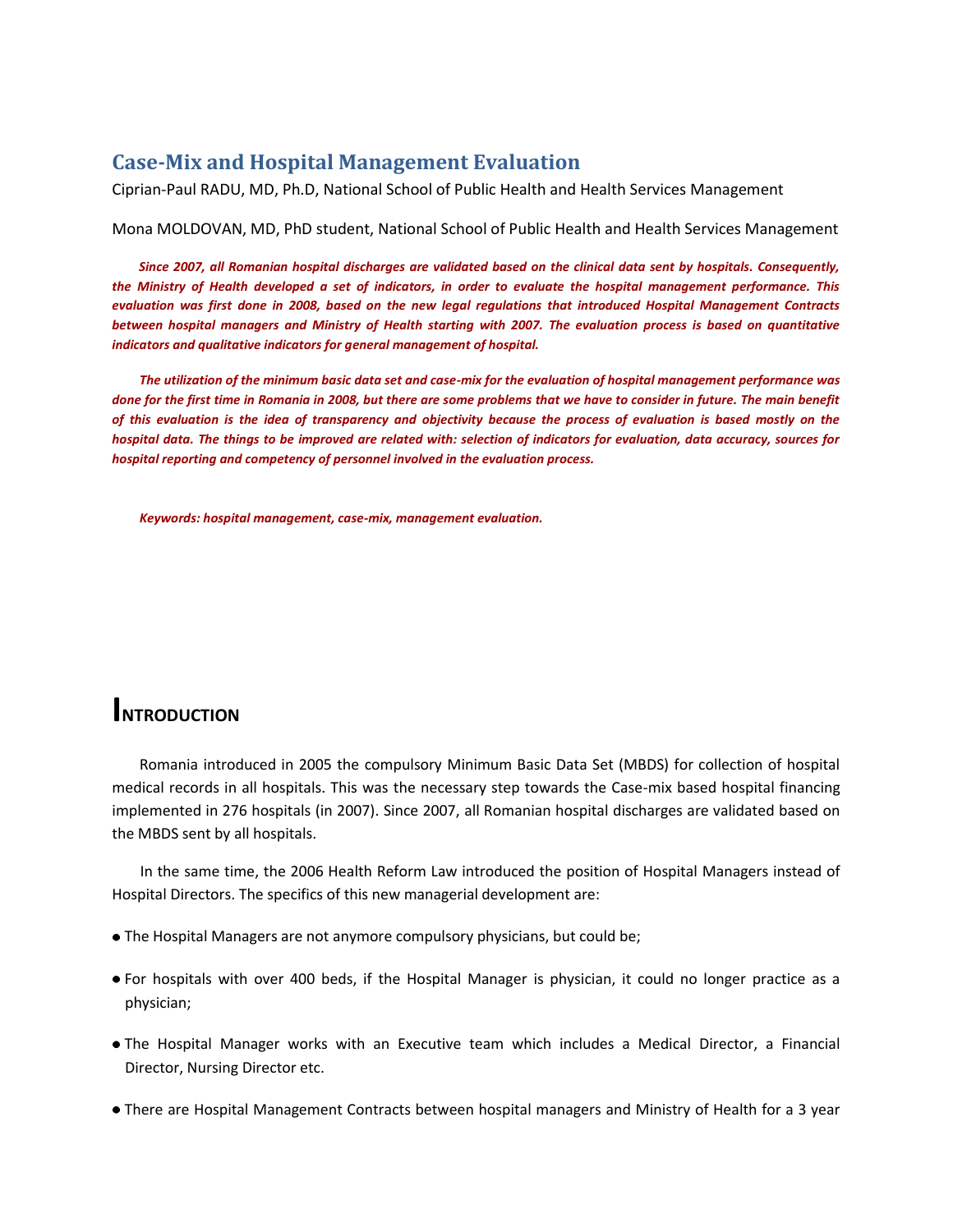# Case-Mix and Hospital Management Evaluation

Ciprian-Paul RADU, MD, Ph.D, National School of Public Health and Health Services Management

Mona MOLDOVAN, MD, PhD student, National School of Public Health and Health Services Management

***Since 2007, all Romanian hospital discharges are validated based on the clinical data sent by hospitals. Consequently, the Ministry of Health developed a set of indicators, in order to evaluate the hospital management performance. This evaluation was first done in 2008, based on the new legal regulations that introduced Hospital Management Contracts between hospital managers and Ministry of Health starting with 2007. The evaluation process is based on quantitative indicators and qualitative indicators for general management of hospital.***

***The utilization of the minimum basic data set and case-mix for the evaluation of hospital management performance was done for the first time in Romania in 2008, but there are some problems that we have to consider in future. The main benefit of this evaluation is the idea of transparency and objectivity because the process of evaluation is based mostly on the hospital data. The things to be improved are related with: selection of indicators for evaluation, data accuracy, sources for hospital reporting and competency of personnel involved in the evaluation process.***

***Keywords: hospital management, case-mix, management evaluation.***

## INTRODUCTION

Romania introduced in 2005 the compulsory Minimum Basic Data Set (MBDS) for collection of hospital medical records in all hospitals. This was the necessary step towards the Case-mix based hospital financing implemented in 276 hospitals (in 2007). Since 2007, all Romanian hospital discharges are validated based on the MBDS sent by all hospitals.

In the same time, the 2006 Health Reform Law introduced the position of Hospital Managers instead of Hospital Directors. The specifics of this new managerial development are:

- The Hospital Managers are not anymore compulsory physicians, but could be;
- For hospitals with over 400 beds, if the Hospital Manager is physician, it could no longer practice as a physician;
- The Hospital Manager works with an Executive team which includes a Medical Director, a Financial Director, Nursing Director etc.
- There are Hospital Management Contracts between hospital managers and Ministry of Health for a 3 year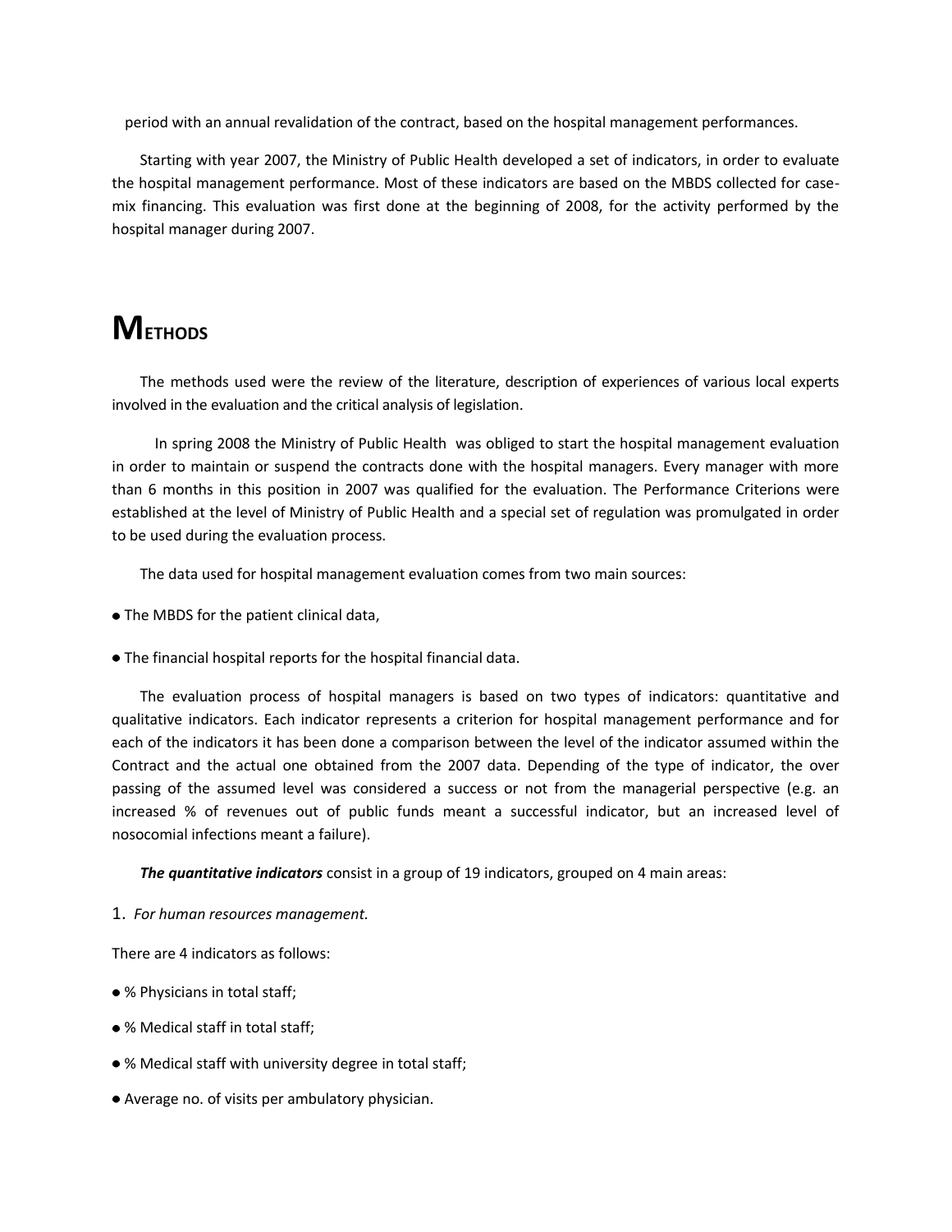period with an annual revalidation of the contract, based on the hospital management performances.

Starting with year 2007, the Ministry of Public Health developed a set of indicators, in order to evaluate the hospital management performance. Most of these indicators are based on the MBDS collected for case-mix financing. This evaluation was first done at the beginning of 2008, for the activity performed by the hospital manager during 2007.

# METHODS

The methods used were the review of the literature, description of experiences of various local experts involved in the evaluation and the critical analysis of legislation.

In spring 2008 the Ministry of Public Health was obliged to start the hospital management evaluation in order to maintain or suspend the contracts done with the hospital managers. Every manager with more than 6 months in this position in 2007 was qualified for the evaluation. The Performance Criterions were established at the level of Ministry of Public Health and a special set of regulation was promulgated in order to be used during the evaluation process.

The data used for hospital management evaluation comes from two main sources:

- The MBDS for the patient clinical data,
- The financial hospital reports for the hospital financial data.

The evaluation process of hospital managers is based on two types of indicators: quantitative and qualitative indicators. Each indicator represents a criterion for hospital management performance and for each of the indicators it has been done a comparison between the level of the indicator assumed within the Contract and the actual one obtained from the 2007 data. Depending of the type of indicator, the over passing of the assumed level was considered a success or not from the managerial perspective (e.g. an increased % of revenues out of public funds meant a successful indicator, but an increased level of nosocomial infections meant a failure).

***The quantitative indicators*** consist in a group of 19 indicators, grouped on 4 main areas:

1. *For human resources management.*

There are 4 indicators as follows:

- % Physicians in total staff;
- % Medical staff in total staff;
- % Medical staff with university degree in total staff;
- Average no. of visits per ambulatory physician.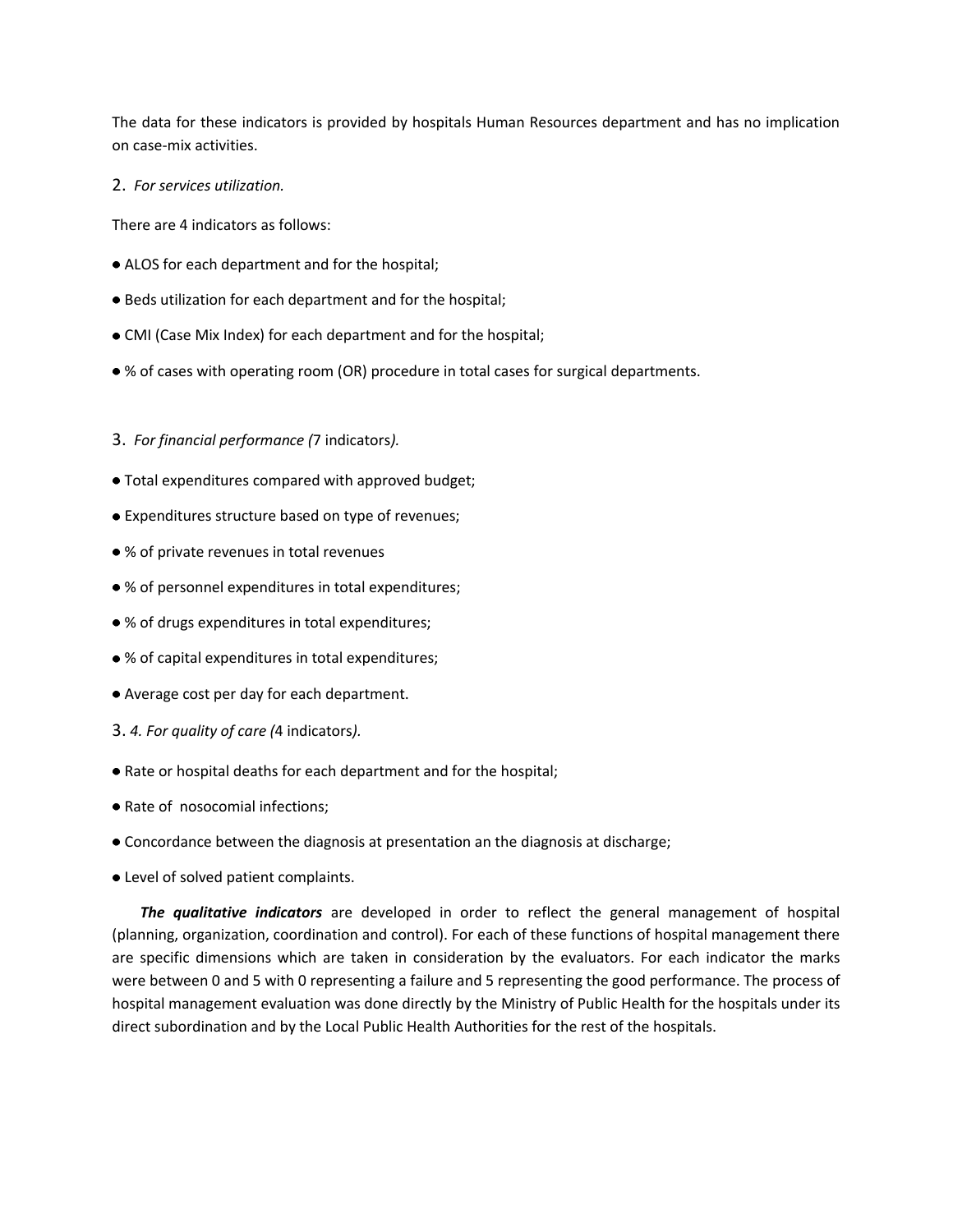The data for these indicators is provided by hospitals Human Resources department and has no implication on case-mix activities.

2. *For services utilization.*

There are 4 indicators as follows:

- ALOS for each department and for the hospital;
- Beds utilization for each department and for the hospital;
- CMI (Case Mix Index) for each department and for the hospital;
- % of cases with operating room (OR) procedure in total cases for surgical departments.

3. *For financial performance (*7 indicators*).*

- Total expenditures compared with approved budget;
- Expenditures structure based on type of revenues;
- % of private revenues in total revenues
- % of personnel expenditures in total expenditures;
- % of drugs expenditures in total expenditures;
- % of capital expenditures in total expenditures;
- Average cost per day for each department.

3. *4. For quality of care (*4 indicators*).*

- Rate or hospital deaths for each department and for the hospital;
- Rate of  nosocomial infections;
- Concordance between the diagnosis at presentation an the diagnosis at discharge;
- Level of solved patient complaints.

***The qualitative indicators*** are developed in order to reflect the general management of hospital (planning, organization, coordination and control). For each of these functions of hospital management there are specific dimensions which are taken in consideration by the evaluators. For each indicator the marks were between 0 and 5 with 0 representing a failure and 5 representing the good performance. The process of hospital management evaluation was done directly by the Ministry of Public Health for the hospitals under its direct subordination and by the Local Public Health Authorities for the rest of the hospitals.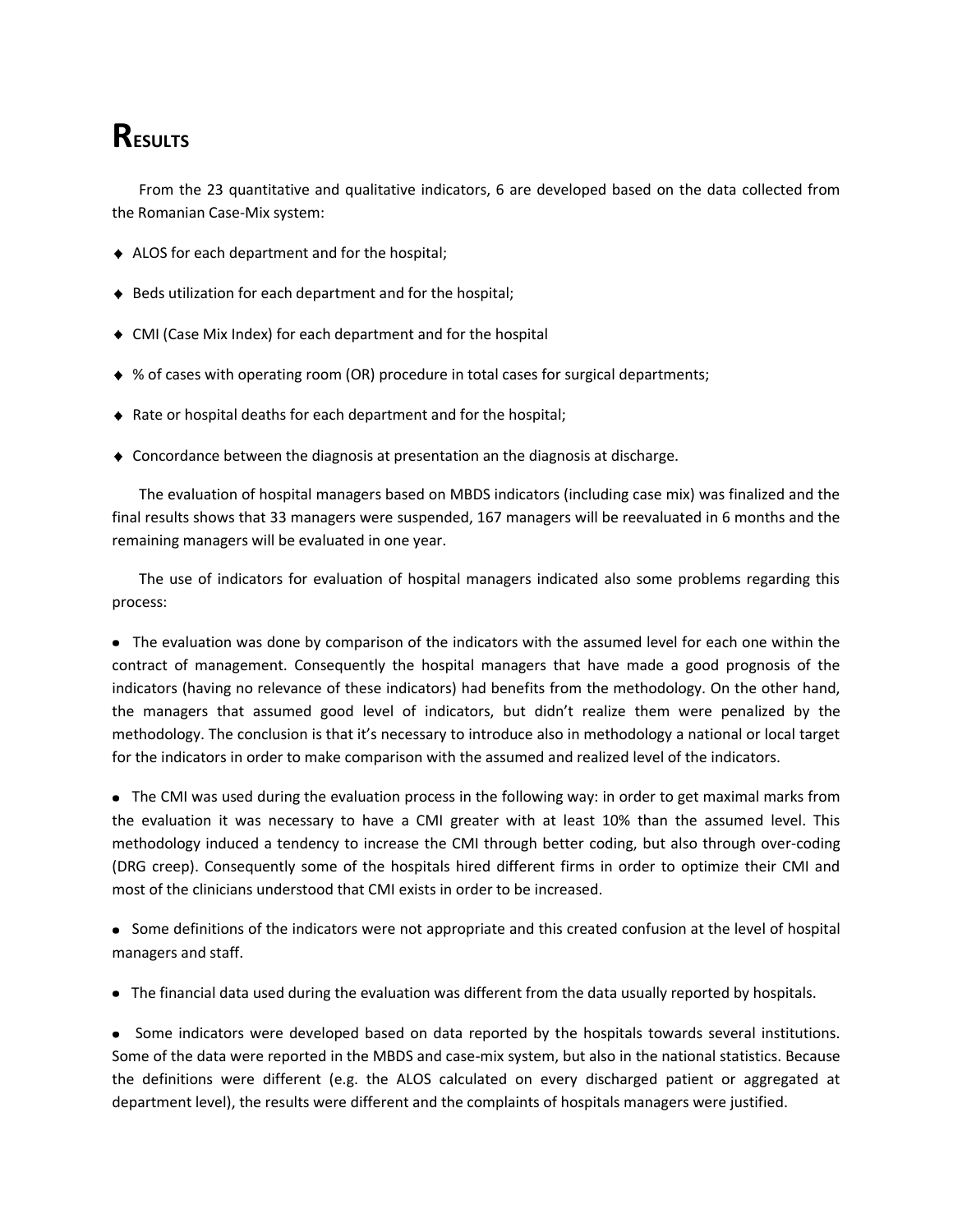# RESULTS

From the 23 quantitative and qualitative indicators, 6 are developed based on the data collected from the Romanian Case-Mix system:

- ALOS for each department and for the hospital;
- Beds utilization for each department and for the hospital;
- CMI (Case Mix Index) for each department and for the hospital
- % of cases with operating room (OR) procedure in total cases for surgical departments;
- Rate or hospital deaths for each department and for the hospital;
- Concordance between the diagnosis at presentation an the diagnosis at discharge.

The evaluation of hospital managers based on MBDS indicators (including case mix) was finalized and the final results shows that 33 managers were suspended, 167 managers will be reevaluated in 6 months and the remaining managers will be evaluated in one year.

The use of indicators for evaluation of hospital managers indicated also some problems regarding this process:

- The evaluation was done by comparison of the indicators with the assumed level for each one within the contract of management. Consequently the hospital managers that have made a good prognosis of the indicators (having no relevance of these indicators) had benefits from the methodology. On the other hand, the managers that assumed good level of indicators, but didn't realize them were penalized by the methodology. The conclusion is that it's necessary to introduce also in methodology a national or local target for the indicators in order to make comparison with the assumed and realized level of the indicators.
- The CMI was used during the evaluation process in the following way: in order to get maximal marks from the evaluation it was necessary to have a CMI greater with at least 10% than the assumed level. This methodology induced a tendency to increase the CMI through better coding, but also through over-coding (DRG creep). Consequently some of the hospitals hired different firms in order to optimize their CMI and most of the clinicians understood that CMI exists in order to be increased.
- Some definitions of the indicators were not appropriate and this created confusion at the level of hospital managers and staff.
- The financial data used during the evaluation was different from the data usually reported by hospitals.
- Some indicators were developed based on data reported by the hospitals towards several institutions. Some of the data were reported in the MBDS and case-mix system, but also in the national statistics. Because the definitions were different (e.g. the ALOS calculated on every discharged patient or aggregated at department level), the results were different and the complaints of hospitals managers were justified.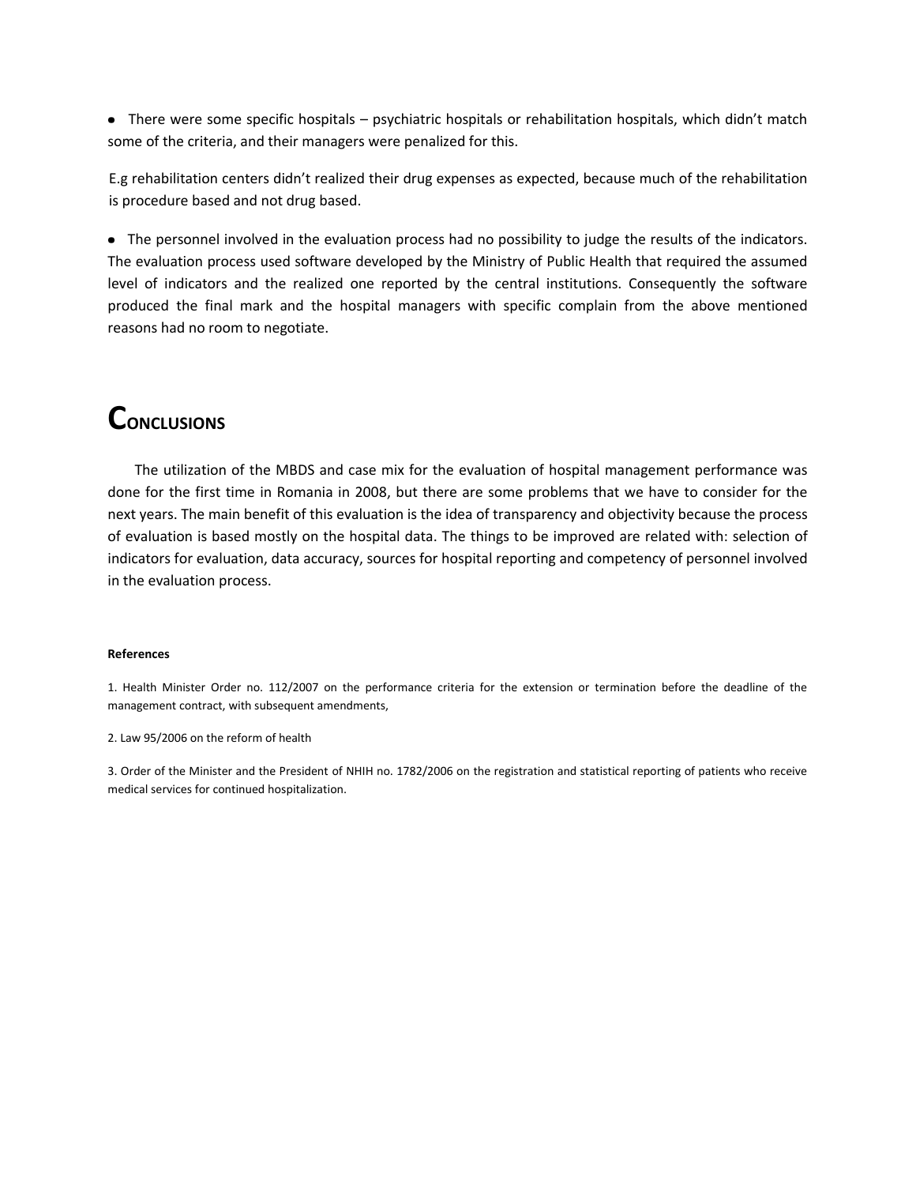- There were some specific hospitals – psychiatric hospitals or rehabilitation hospitals, which didn't match some of the criteria, and their managers were penalized for this.

  E.g rehabilitation centers didn't realized their drug expenses as expected, because much of the rehabilitation is procedure based and not drug based.

- The personnel involved in the evaluation process had no possibility to judge the results of the indicators. The evaluation process used software developed by the Ministry of Public Health that required the assumed level of indicators and the realized one reported by the central institutions. Consequently the software produced the final mark and the hospital managers with specific complain from the above mentioned reasons had no room to negotiate.

# Conclusions

The utilization of the MBDS and case mix for the evaluation of hospital management performance was done for the first time in Romania in 2008, but there are some problems that we have to consider for the next years. The main benefit of this evaluation is the idea of transparency and objectivity because the process of evaluation is based mostly on the hospital data. The things to be improved are related with: selection of indicators for evaluation, data accuracy, sources for hospital reporting and competency of personnel involved in the evaluation process.

**References**

1. Health Minister Order no. 112/2007 on the performance criteria for the extension or termination before the deadline of the management contract, with subsequent amendments,

2. Law 95/2006 on the reform of health

3. Order of the Minister and the President of NHIH no. 1782/2006 on the registration and statistical reporting of patients who receive medical services for continued hospitalization.